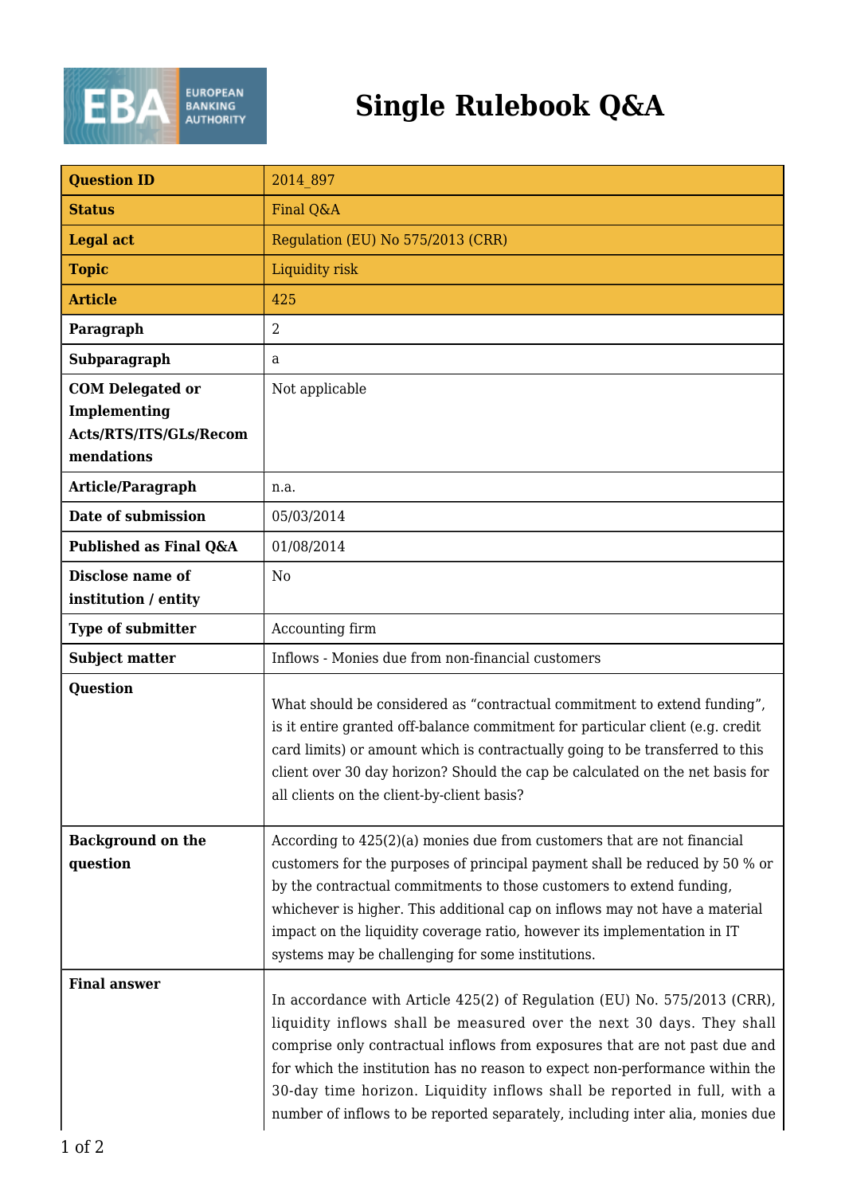# Single Rulebook Q&A

| | |
|---|---|
| **Question ID** | 2014_897 |
| **Status** | Final Q&A |
| **Legal act** | Regulation (EU) No 575/2013 (CRR) |
| **Topic** | Liquidity risk |
| **Article** | 425 |
| **Paragraph** | 2 |
| **Subparagraph** | a |
| **COM Delegated or Implementing Acts/RTS/ITS/GLs/Recommendations** | Not applicable |
| **Article/Paragraph** | n.a. |
| **Date of submission** | 05/03/2014 |
| **Published as Final Q&A** | 01/08/2014 |
| **Disclose name of institution / entity** | No |
| **Type of submitter** | Accounting firm |
| **Subject matter** | Inflows - Monies due from non-financial customers |
| **Question** | What should be considered as "contractual commitment to extend funding", is it entire granted off-balance commitment for particular client (e.g. credit card limits) or amount which is contractually going to be transferred to this client over 30 day horizon? Should the cap be calculated on the net basis for all clients on the client-by-client basis? |
| **Background on the question** | According to 425(2)(a) monies due from customers that are not financial customers for the purposes of principal payment shall be reduced by 50 % or by the contractual commitments to those customers to extend funding, whichever is higher. This additional cap on inflows may not have a material impact on the liquidity coverage ratio, however its implementation in IT systems may be challenging for some institutions. |
| **Final answer** | In accordance with Article 425(2) of Regulation (EU) No. 575/2013 (CRR), liquidity inflows shall be measured over the next 30 days. They shall comprise only contractual inflows from exposures that are not past due and for which the institution has no reason to expect non-performance within the 30-day time horizon. Liquidity inflows shall be reported in full, with a number of inflows to be reported separately, including inter alia, monies due |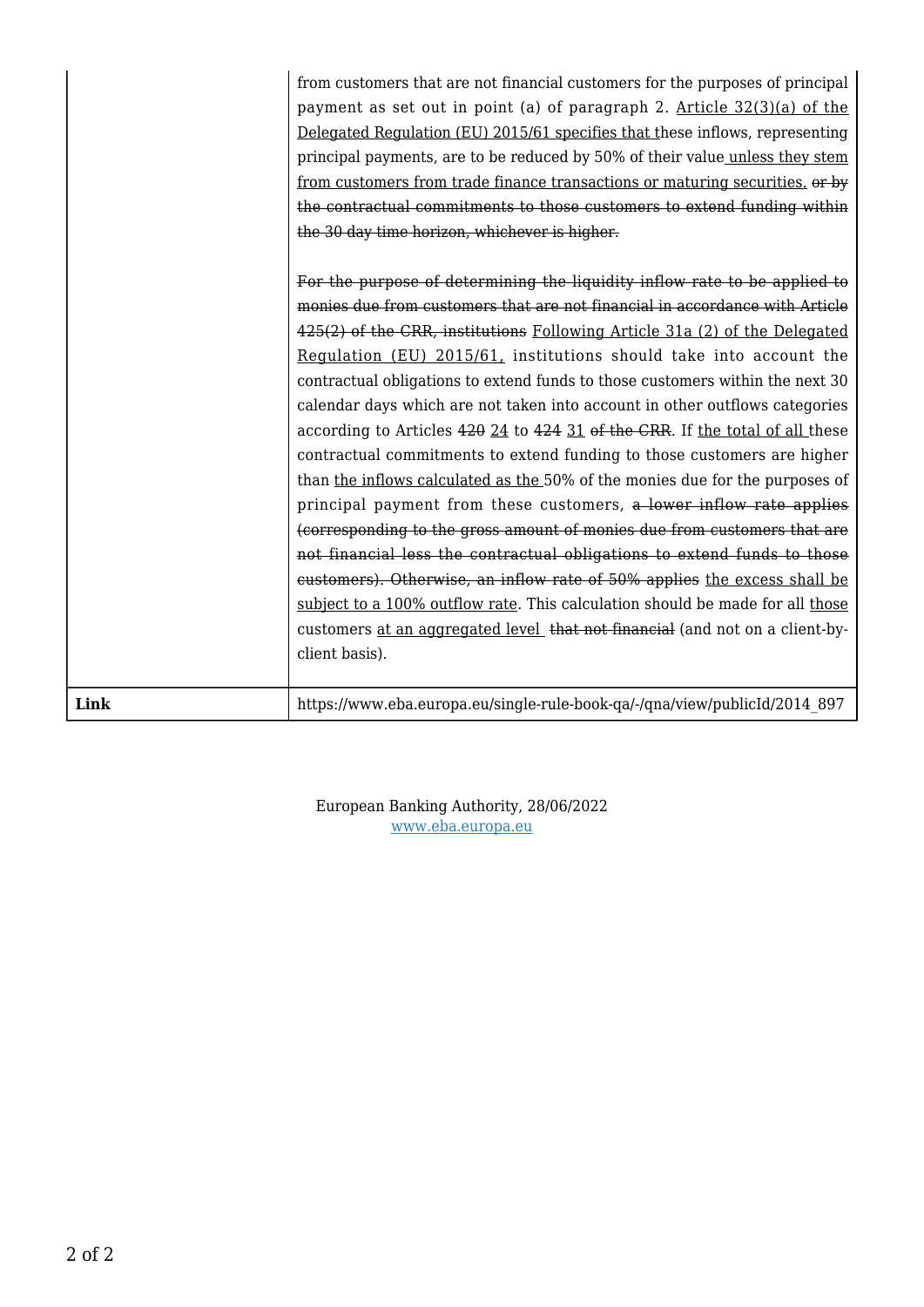| | |
|---|---|
| | from customers that are not financial customers for the purposes of principal payment as set out in point (a) of paragraph 2. <u>Article 32(3)(a) of the Delegated Regulation (EU) 2015/61 specifies that t</u>hese inflows, representing principal payments, are to be reduced by 50% of their value<u> unless they stem from customers from trade finance transactions or maturing securities.</u> ~~or by the contractual commitments to those customers to extend funding within the 30 day time horizon, whichever is higher.~~<br><br>~~For the purpose of determining the liquidity inflow rate to be applied to monies due from customers that are not financial in accordance with Article 425(2) of the CRR, institutions~~ <u>Following Article 31a (2) of the Delegated Regulation (EU) 2015/61,</u> institutions should take into account the contractual obligations to extend funds to those customers within the next 30 calendar days which are not taken into account in other outflows categories according to Articles ~~420~~ <u>24</u> to ~~424~~ <u>31</u> ~~of the CRR~~. If <u>the total of all </u>these contractual commitments to extend funding to those customers are higher than <u>the inflows calculated as the </u>50% of the monies due for the purposes of principal payment from these customers, ~~a lower inflow rate applies (corresponding to the gross amount of monies due from customers that are not financial less the contractual obligations to extend funds to those customers). Otherwise, an inflow rate of 50% applies~~ <u>the excess shall be subject to a 100% outflow rate</u>. This calculation should be made for all <u>those</u> customers <u>at an aggregated level </u> ~~that not financial~~ (and not on a client-by-client basis). |
| **Link** | https://www.eba.europa.eu/single-rule-book-qa/-/qna/view/publicId/2014_897 |